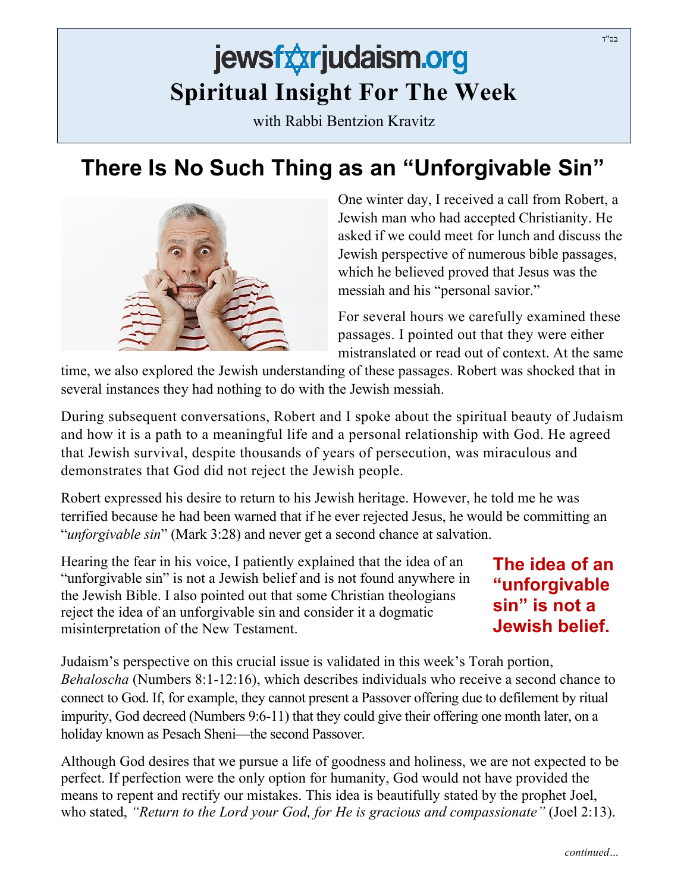בס"ד

jewsforjudaism.org

# Spiritual Insight For The Week

with Rabbi Bentzion Kravitz

## There Is No Such Thing as an "Unforgivable Sin"

One winter day, I received a call from Robert, a Jewish man who had accepted Christianity. He asked if we could meet for lunch and discuss the Jewish perspective of numerous bible passages, which he believed proved that Jesus was the messiah and his "personal savior."

For several hours we carefully examined these passages. I pointed out that they were either mistranslated or read out of context. At the same time, we also explored the Jewish understanding of these passages. Robert was shocked that in several instances they had nothing to do with the Jewish messiah.

During subsequent conversations, Robert and I spoke about the spiritual beauty of Judaism and how it is a path to a meaningful life and a personal relationship with God. He agreed that Jewish survival, despite thousands of years of persecution, was miraculous and demonstrates that God did not reject the Jewish people.

Robert expressed his desire to return to his Jewish heritage. However, he told me he was terrified because he had been warned that if he ever rejected Jesus, he would be committing an "*unforgivable sin*" (Mark 3:28) and never get a second chance at salvation.

Hearing the fear in his voice, I patiently explained that the idea of an "unforgivable sin" is not a Jewish belief and is not found anywhere in the Jewish Bible. I also pointed out that some Christian theologians reject the idea of an unforgivable sin and consider it a dogmatic misinterpretation of the New Testament.

**The idea of an "unforgivable sin" is not a Jewish belief.**

Judaism's perspective on this crucial issue is validated in this week's Torah portion, *Behaloscha* (Numbers 8:1-12:16), which describes individuals who receive a second chance to connect to God. If, for example, they cannot present a Passover offering due to defilement by ritual impurity, God decreed (Numbers 9:6-11) that they could give their offering one month later, on a holiday known as Pesach Sheni—the second Passover.

Although God desires that we pursue a life of goodness and holiness, we are not expected to be perfect. If perfection were the only option for humanity, God would not have provided the means to repent and rectify our mistakes. This idea is beautifully stated by the prophet Joel, who stated, *"Return to the Lord your God, for He is gracious and compassionate"* (Joel 2:13).

*continued…*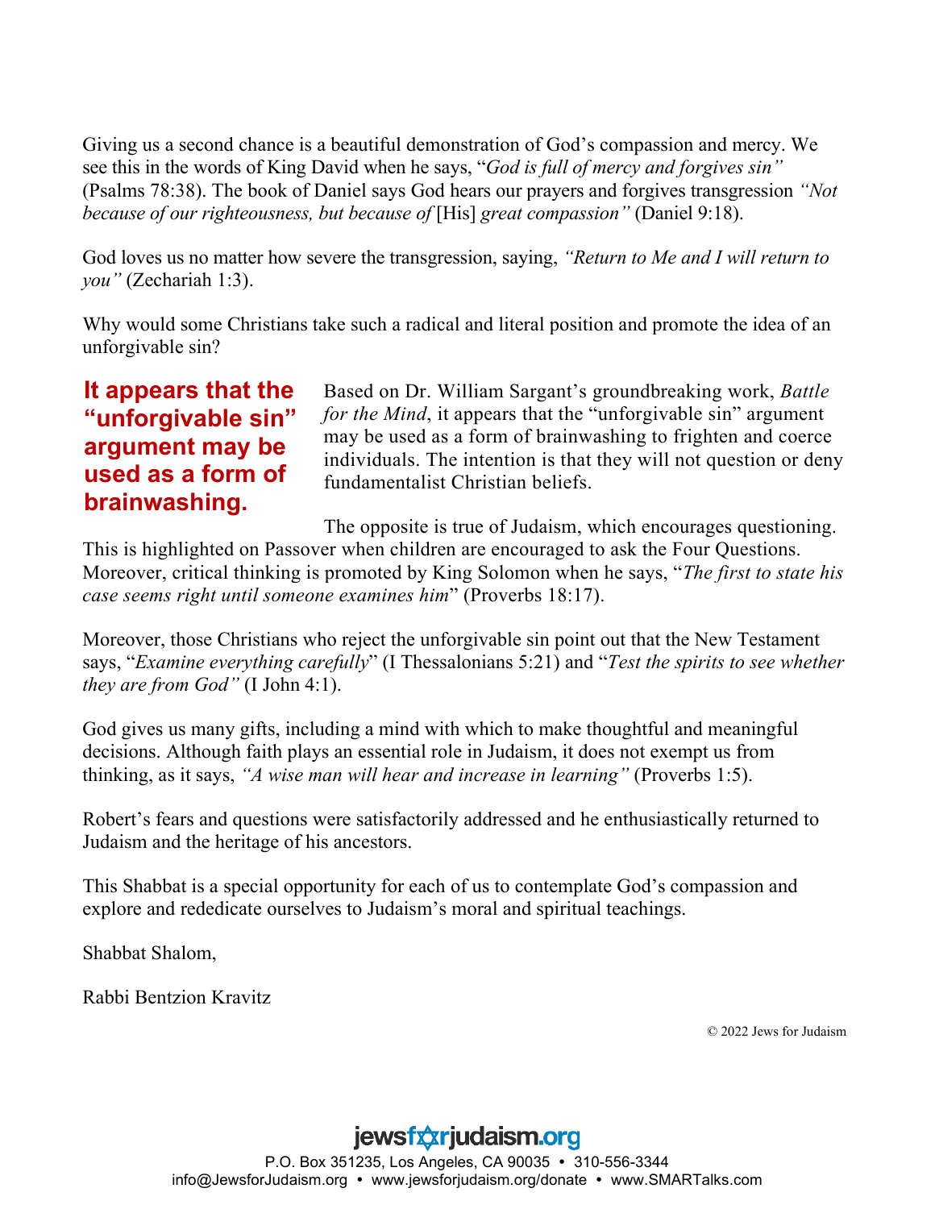Giving us a second chance is a beautiful demonstration of God's compassion and mercy. We see this in the words of King David when he says, "*God is full of mercy and forgives sin"* (Psalms 78:38). The book of Daniel says God hears our prayers and forgives transgression *"Not because of our righteousness, but because of* [His] *great compassion"* (Daniel 9:18).

God loves us no matter how severe the transgression, saying, *"Return to Me and I will return to you"* (Zechariah 1:3).

Why would some Christians take such a radical and literal position and promote the idea of an unforgivable sin?

**It appears that the "unforgivable sin" argument may be used as a form of brainwashing.**

Based on Dr. William Sargant's groundbreaking work, *Battle for the Mind*, it appears that the "unforgivable sin" argument may be used as a form of brainwashing to frighten and coerce individuals. The intention is that they will not question or deny fundamentalist Christian beliefs.

The opposite is true of Judaism, which encourages questioning. This is highlighted on Passover when children are encouraged to ask the Four Questions. Moreover, critical thinking is promoted by King Solomon when he says, "*The first to state his case seems right until someone examines him*" (Proverbs 18:17).

Moreover, those Christians who reject the unforgivable sin point out that the New Testament says, "*Examine everything carefully*" (I Thessalonians 5:21) and "*Test the spirits to see whether they are from God"* (I John 4:1).

God gives us many gifts, including a mind with which to make thoughtful and meaningful decisions. Although faith plays an essential role in Judaism, it does not exempt us from thinking, as it says, *"A wise man will hear and increase in learning"* (Proverbs 1:5).

Robert's fears and questions were satisfactorily addressed and he enthusiastically returned to Judaism and the heritage of his ancestors.

This Shabbat is a special opportunity for each of us to contemplate God's compassion and explore and rededicate ourselves to Judaism's moral and spiritual teachings.

Shabbat Shalom,

Rabbi Bentzion Kravitz

© 2022 Jews for Judaism

jewsforjudaism.org

P.O. Box 351235, Los Angeles, CA 90035 • 310-556-3344

info@JewsforJudaism.org • www.jewsforjudaism.org/donate • www.SMARTalks.com